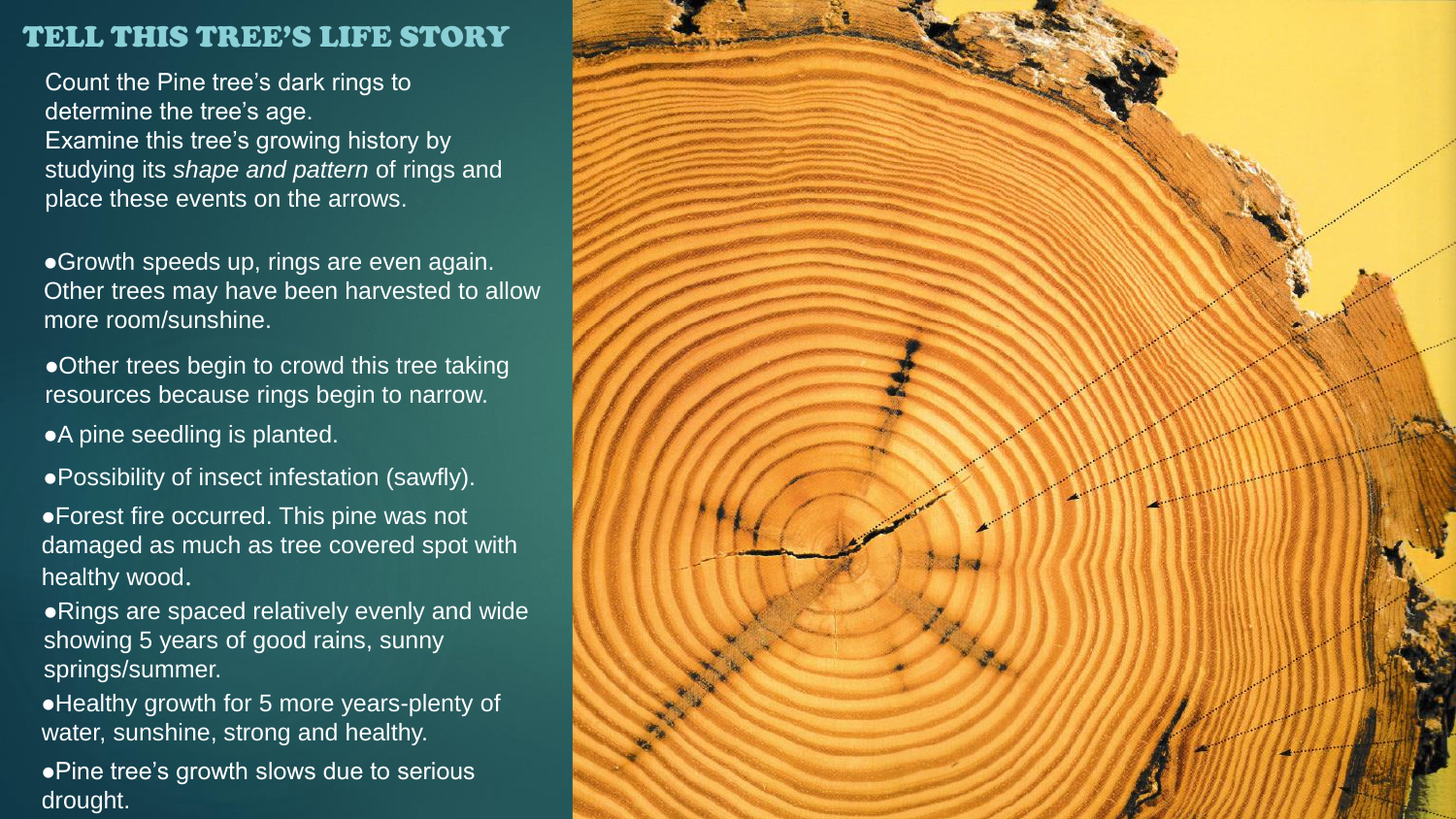# TELL THIS TREE'S LIFE STORY

Count the Pine tree's dark rings to determine the tree's age.
Examine this tree's growing history by studying its *shape and pattern* of rings and place these events on the arrows.

- Growth speeds up, rings are even again. Other trees may have been harvested to allow more room/sunshine.
- Other trees begin to crowd this tree taking resources because rings begin to narrow.
- A pine seedling is planted.
- Possibility of insect infestation (sawfly).
- Forest fire occurred. This pine was not damaged as much as tree covered spot with healthy wood.
- Rings are spaced relatively evenly and wide showing 5 years of good rains, sunny springs/summer.
- Healthy growth for 5 more years-plenty of water, sunshine, strong and healthy.
- Pine tree's growth slows due to serious drought.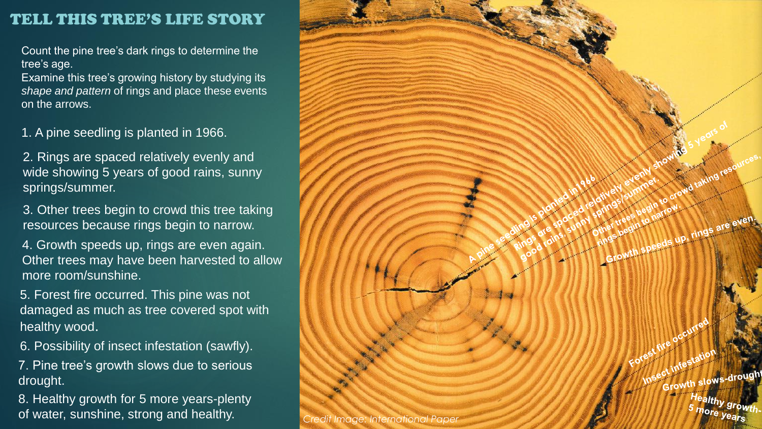# TELL THIS TREE'S LIFE STORY

Count the pine tree's dark rings to determine the tree's age.
Examine this tree's growing history by studying its *shape and pattern* of rings and place these events on the arrows.

1. A pine seedling is planted in 1966.
2. Rings are spaced relatively evenly and wide showing 5 years of good rains, sunny springs/summer.
3. Other trees begin to crowd this tree taking resources because rings begin to narrow.
4. Growth speeds up, rings are even again. Other trees may have been harvested to allow more room/sunshine.
5. Forest fire occurred. This pine was not damaged as much as tree covered spot with healthy wood.
6. Possibility of insect infestation (sawfly).
7. Pine tree's growth slows due to serious drought.
8. Healthy growth for 5 more years-plenty of water, sunshine, strong and healthy.

A pine seedling is planted in 1966

Rings are spaced relatively evenly showing 5 years of good rains, sunny springs/summer.

Other trees begin to crowd taking resources, rings begin to narrow.

Growth speeds up, rings are even.

Forest fire occurred

Insect infestation

Growth slows-drought

Healthy growth-5 more years

*Credit Image: International Paper*